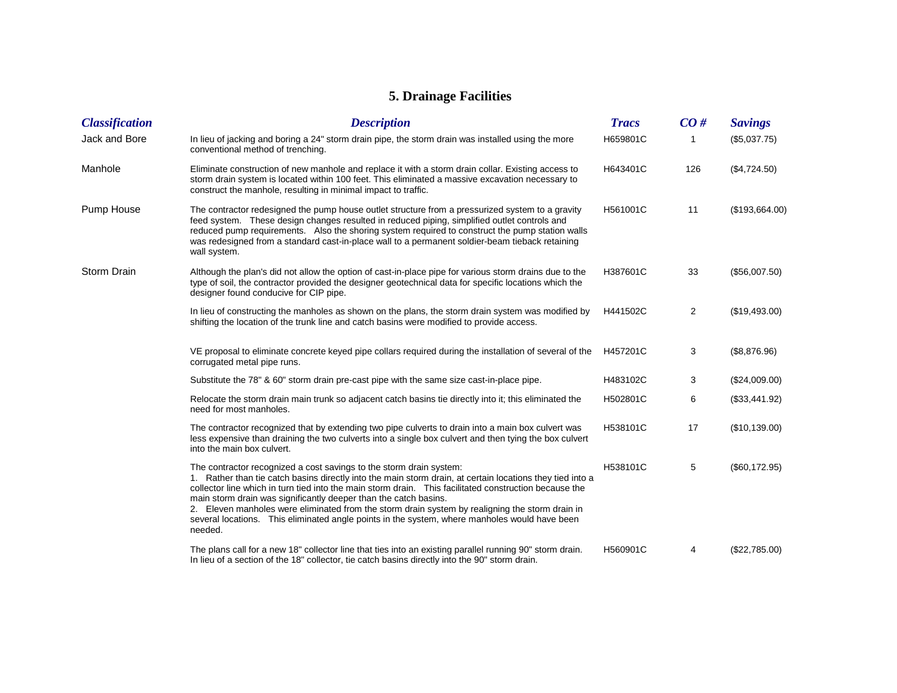# 5. Drainage Facilities

| *Classification* | *Description* | *Tracs* | *CO #* | *Savings* |
|---|---|---|---|---|
| Jack and Bore | In lieu of jacking and boring a 24" storm drain pipe, the storm drain was installed using the more conventional method of trenching. | H659801C | 1 | ($5,037.75) |
| Manhole | Eliminate construction of new manhole and replace it with a storm drain collar. Existing access to storm drain system is located within 100 feet. This eliminated a massive excavation necessary to construct the manhole, resulting in minimal impact to traffic. | H643401C | 126 | ($4,724.50) |
| Pump House | The contractor redesigned the pump house outlet structure from a pressurized system to a gravity feed system. These design changes resulted in reduced piping, simplified outlet controls and reduced pump requirements. Also the shoring system required to construct the pump station walls was redesigned from a standard cast-in-place wall to a permanent soldier-beam tieback retaining wall system. | H561001C | 11 | ($193,664.00) |
| Storm Drain | Although the plan's did not allow the option of cast-in-place pipe for various storm drains due to the type of soil, the contractor provided the designer geotechnical data for specific locations which the designer found conducive for CIP pipe. | H387601C | 33 | ($56,007.50) |
| | In lieu of constructing the manholes as shown on the plans, the storm drain system was modified by shifting the location of the trunk line and catch basins were modified to provide access. | H441502C | 2 | ($19,493.00) |
| | VE proposal to eliminate concrete keyed pipe collars required during the installation of several of the corrugated metal pipe runs. | H457201C | 3 | ($8,876.96) |
| | Substitute the 78" & 60" storm drain pre-cast pipe with the same size cast-in-place pipe. | H483102C | 3 | ($24,009.00) |
| | Relocate the storm drain main trunk so adjacent catch basins tie directly into it; this eliminated the need for most manholes. | H502801C | 6 | ($33,441.92) |
| | The contractor recognized that by extending two pipe culverts to drain into a main box culvert was less expensive than draining the two culverts into a single box culvert and then tying the box culvert into the main box culvert. | H538101C | 17 | ($10,139.00) |
| | The contractor recognized a cost savings to the storm drain system:<br>1. Rather than tie catch basins directly into the main storm drain, at certain locations they tied into a collector line which in turn tied into the main storm drain. This facilitated construction because the main storm drain was significantly deeper than the catch basins.<br>2. Eleven manholes were eliminated from the storm drain system by realigning the storm drain in several locations. This eliminated angle points in the system, where manholes would have been needed. | H538101C | 5 | ($60,172.95) |
| | The plans call for a new 18" collector line that ties into an existing parallel running 90" storm drain. In lieu of a section of the 18" collector, tie catch basins directly into the 90" storm drain. | H560901C | 4 | ($22,785.00) |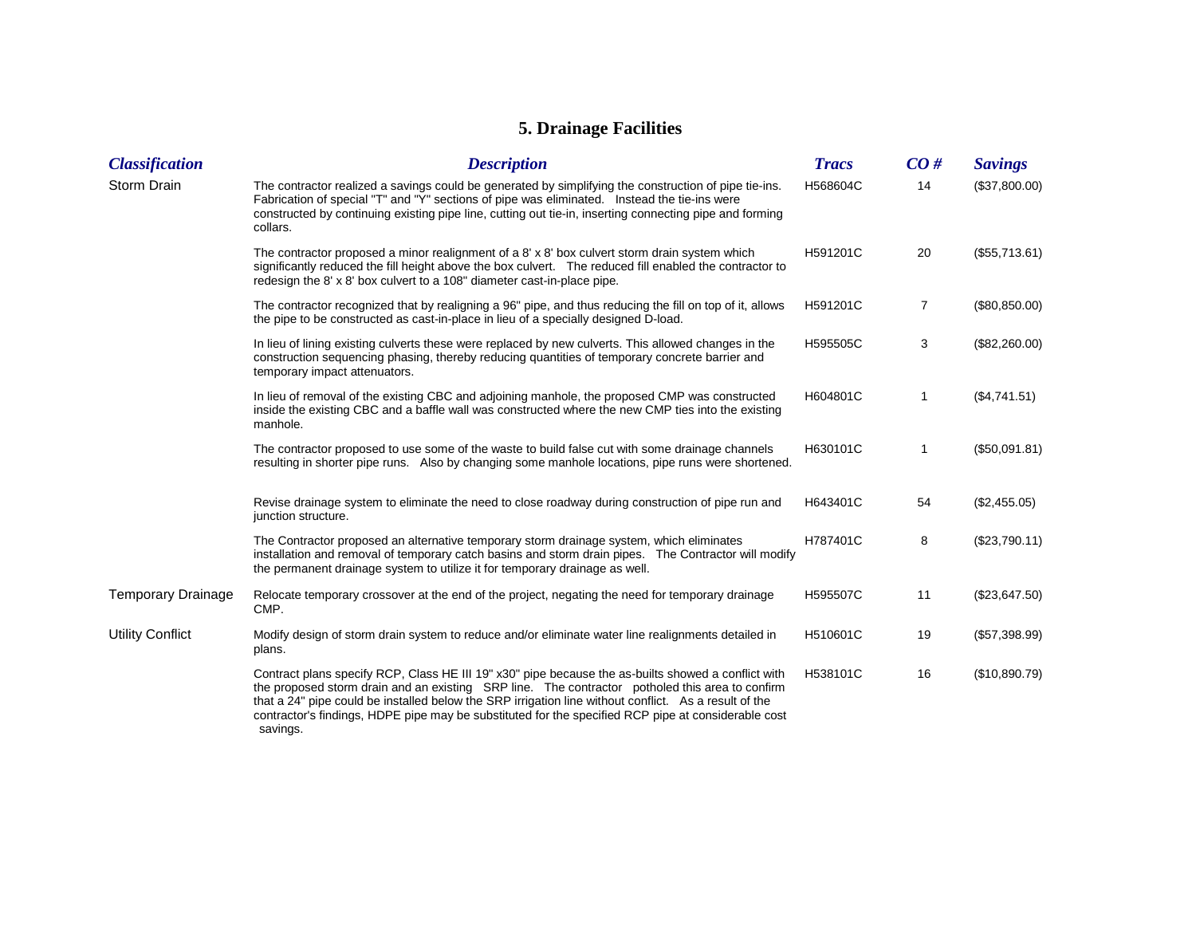## 5. Drainage Facilities

| *Classification* | *Description* | *Tracs* | *CO #* | *Savings* |
|---|---|---|---|---|
| Storm Drain | The contractor realized a savings could be generated by simplifying the construction of pipe tie-ins. Fabrication of special "T" and "Y" sections of pipe was eliminated. Instead the tie-ins were constructed by continuing existing pipe line, cutting out tie-in, inserting connecting pipe and forming collars. | H568604C | 14 | ($37,800.00) |
| | The contractor proposed a minor realignment of a 8' x 8' box culvert storm drain system which significantly reduced the fill height above the box culvert. The reduced fill enabled the contractor to redesign the 8' x 8' box culvert to a 108" diameter cast-in-place pipe. | H591201C | 20 | ($55,713.61) |
| | The contractor recognized that by realigning a 96" pipe, and thus reducing the fill on top of it, allows the pipe to be constructed as cast-in-place in lieu of a specially designed D-load. | H591201C | 7 | ($80,850.00) |
| | In lieu of lining existing culverts these were replaced by new culverts. This allowed changes in the construction sequencing phasing, thereby reducing quantities of temporary concrete barrier and temporary impact attenuators. | H595505C | 3 | ($82,260.00) |
| | In lieu of removal of the existing CBC and adjoining manhole, the proposed CMP was constructed inside the existing CBC and a baffle wall was constructed where the new CMP ties into the existing manhole. | H604801C | 1 | ($4,741.51) |
| | The contractor proposed to use some of the waste to build false cut with some drainage channels resulting in shorter pipe runs. Also by changing some manhole locations, pipe runs were shortened. | H630101C | 1 | ($50,091.81) |
| | Revise drainage system to eliminate the need to close roadway during construction of pipe run and junction structure. | H643401C | 54 | ($2,455.05) |
| | The Contractor proposed an alternative temporary storm drainage system, which eliminates installation and removal of temporary catch basins and storm drain pipes. The Contractor will modify the permanent drainage system to utilize it for temporary drainage as well. | H787401C | 8 | ($23,790.11) |
| Temporary Drainage | Relocate temporary crossover at the end of the project, negating the need for temporary drainage CMP. | H595507C | 11 | ($23,647.50) |
| Utility Conflict | Modify design of storm drain system to reduce and/or eliminate water line realignments detailed in plans. | H510601C | 19 | ($57,398.99) |
| | Contract plans specify RCP, Class HE III 19" x30" pipe because the as-builts showed a conflict with the proposed storm drain and an existing SRP line. The contractor potholed this area to confirm that a 24" pipe could be installed below the SRP irrigation line without conflict. As a result of the contractor's findings, HDPE pipe may be substituted for the specified RCP pipe at considerable cost savings. | H538101C | 16 | ($10,890.79) |